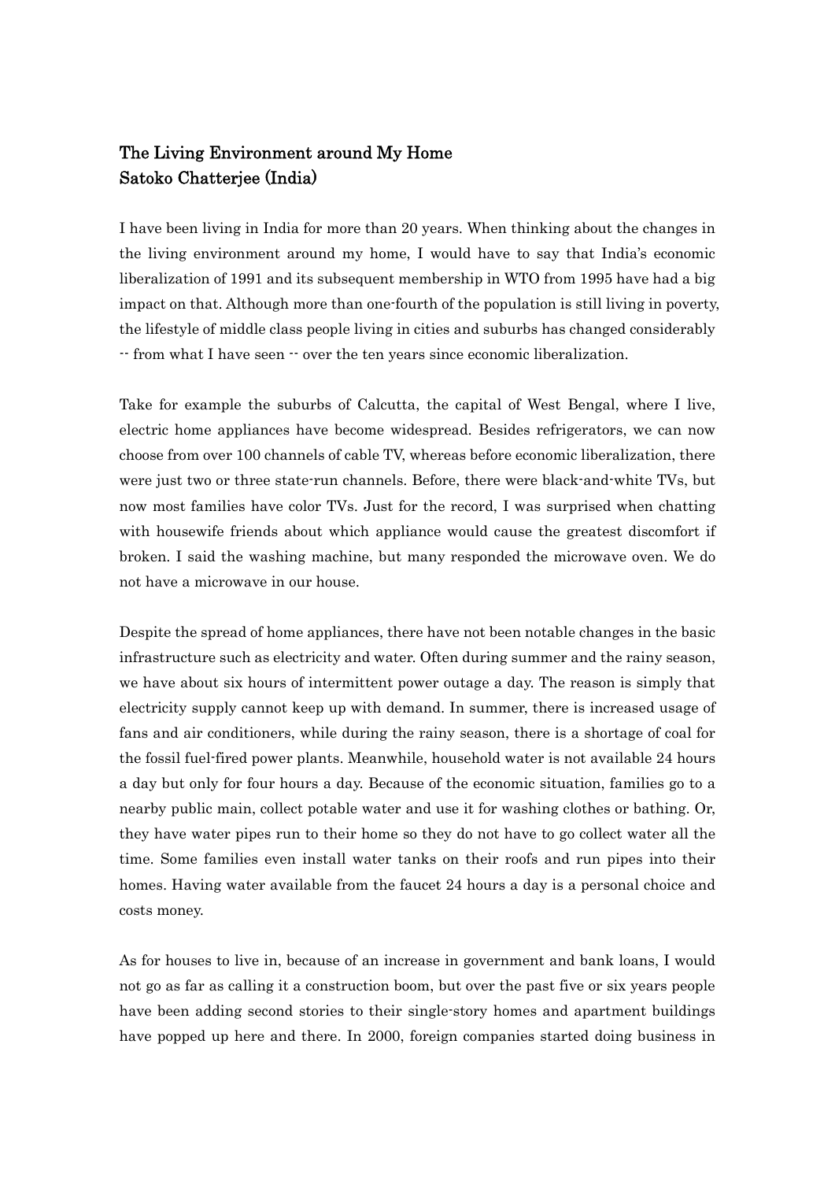# The Living Environment around My Home
## Satoko Chatterjee (India)

I have been living in India for more than 20 years. When thinking about the changes in the living environment around my home, I would have to say that India's economic liberalization of 1991 and its subsequent membership in WTO from 1995 have had a big impact on that. Although more than one-fourth of the population is still living in poverty, the lifestyle of middle class people living in cities and suburbs has changed considerably -- from what I have seen -- over the ten years since economic liberalization.

Take for example the suburbs of Calcutta, the capital of West Bengal, where I live, electric home appliances have become widespread. Besides refrigerators, we can now choose from over 100 channels of cable TV, whereas before economic liberalization, there were just two or three state-run channels. Before, there were black-and-white TVs, but now most families have color TVs. Just for the record, I was surprised when chatting with housewife friends about which appliance would cause the greatest discomfort if broken. I said the washing machine, but many responded the microwave oven. We do not have a microwave in our house.

Despite the spread of home appliances, there have not been notable changes in the basic infrastructure such as electricity and water. Often during summer and the rainy season, we have about six hours of intermittent power outage a day. The reason is simply that electricity supply cannot keep up with demand. In summer, there is increased usage of fans and air conditioners, while during the rainy season, there is a shortage of coal for the fossil fuel-fired power plants. Meanwhile, household water is not available 24 hours a day but only for four hours a day. Because of the economic situation, families go to a nearby public main, collect potable water and use it for washing clothes or bathing. Or, they have water pipes run to their home so they do not have to go collect water all the time. Some families even install water tanks on their roofs and run pipes into their homes. Having water available from the faucet 24 hours a day is a personal choice and costs money.

As for houses to live in, because of an increase in government and bank loans, I would not go as far as calling it a construction boom, but over the past five or six years people have been adding second stories to their single-story homes and apartment buildings have popped up here and there. In 2000, foreign companies started doing business in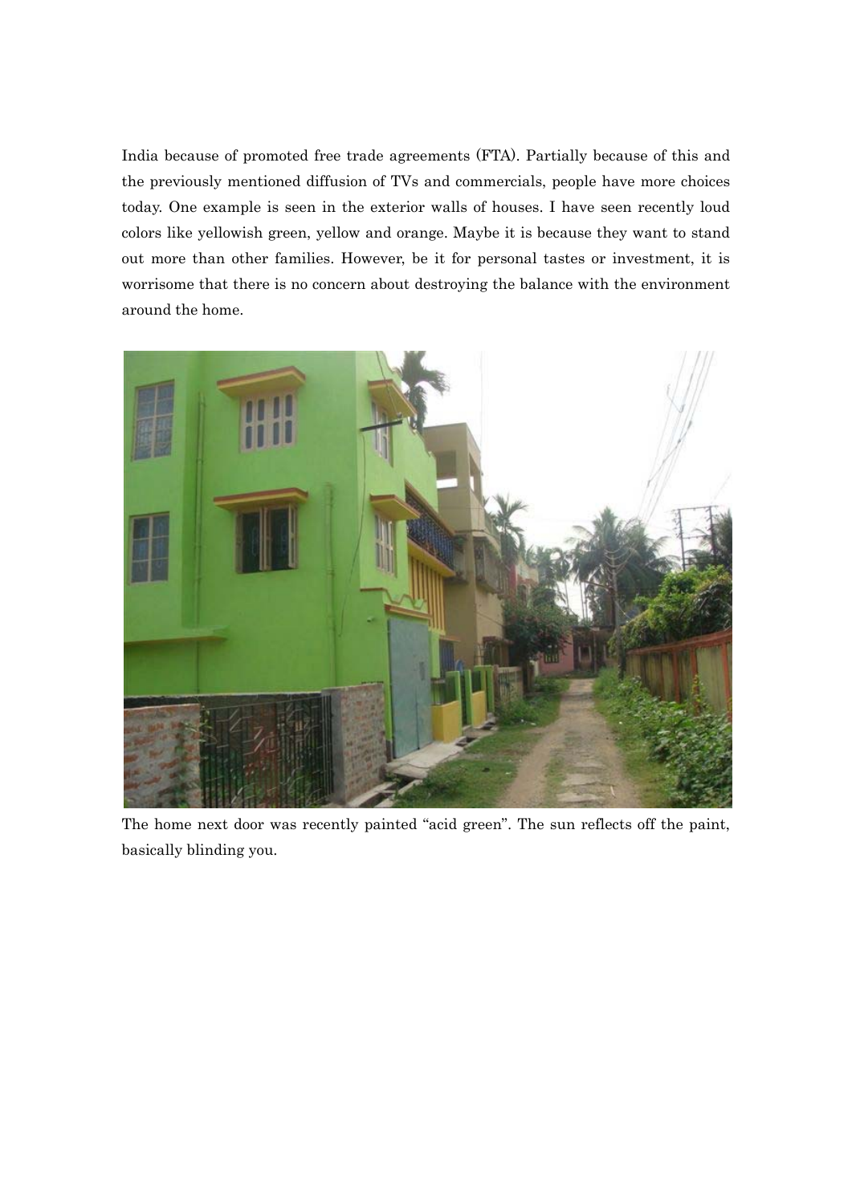India because of promoted free trade agreements (FTA). Partially because of this and the previously mentioned diffusion of TVs and commercials, people have more choices today. One example is seen in the exterior walls of houses. I have seen recently loud colors like yellowish green, yellow and orange. Maybe it is because they want to stand out more than other families. However, be it for personal tastes or investment, it is worrisome that there is no concern about destroying the balance with the environment around the home.

The home next door was recently painted "acid green". The sun reflects off the paint, basically blinding you.